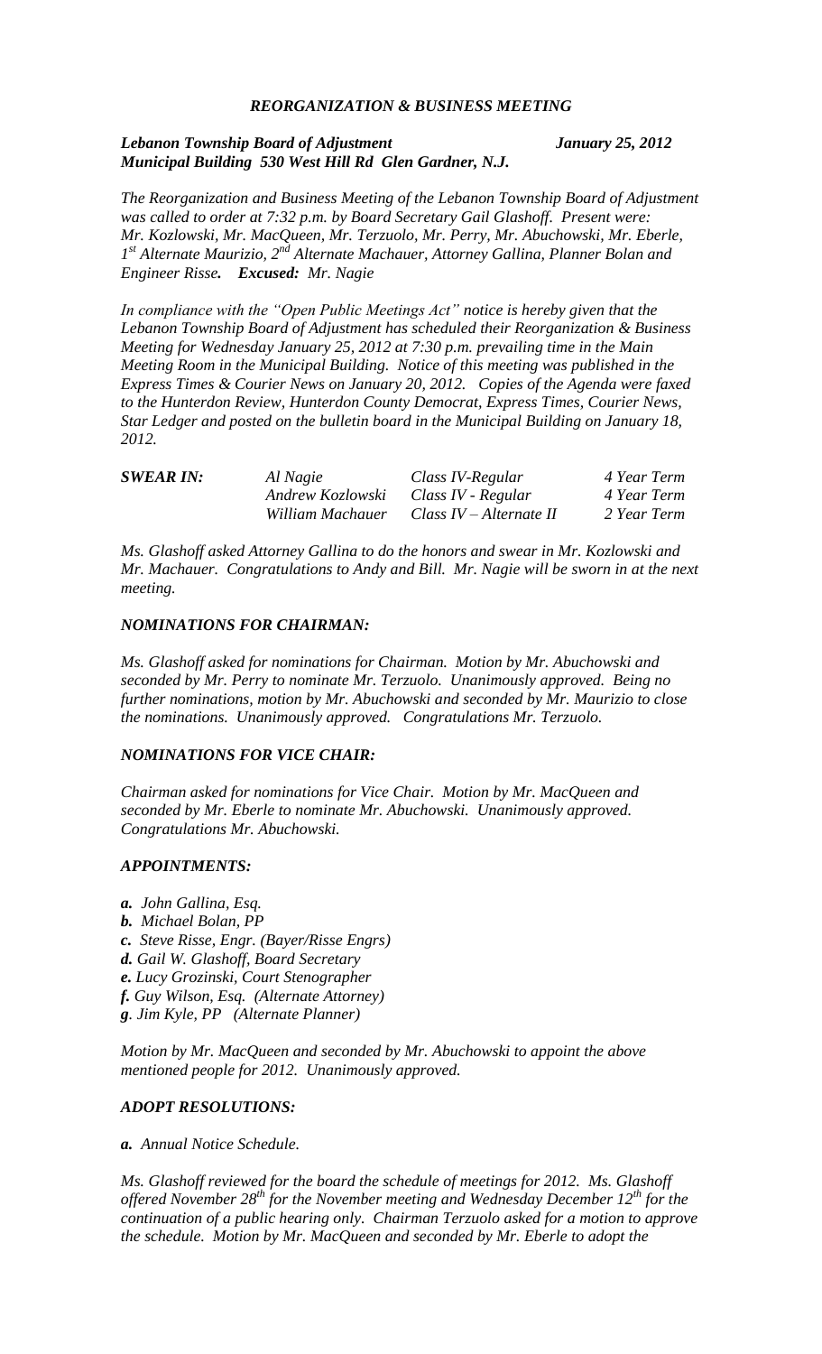# *REORGANIZATION & BUSINESS MEETING*

***Lebanon Township Board of Adjustment*** ***January 25, 2012***
***Municipal Building 530 West Hill Rd Glen Gardner, N.J.***

*The Reorganization and Business Meeting of the Lebanon Township Board of Adjustment was called to order at 7:32 p.m. by Board Secretary Gail Glashoff. Present were: Mr. Kozlowski, Mr. MacQueen, Mr. Terzuolo, Mr. Perry, Mr. Abuchowski, Mr. Eberle, 1st Alternate Maurizio, 2nd Alternate Machauer, Attorney Gallina, Planner Bolan and Engineer Risse.* ***Excused:*** *Mr. Nagie*

*In compliance with the "Open Public Meetings Act" notice is hereby given that the Lebanon Township Board of Adjustment has scheduled their Reorganization & Business Meeting for Wednesday January 25, 2012 at 7:30 p.m. prevailing time in the Main Meeting Room in the Municipal Building. Notice of this meeting was published in the Express Times & Courier News on January 20, 2012. Copies of the Agenda were faxed to the Hunterdon Review, Hunterdon County Democrat, Express Times, Courier News, Star Ledger and posted on the bulletin board in the Municipal Building on January 18, 2012.*

| ***SWEAR IN:*** | *Al Nagie* | *Class IV-Regular* | *4 Year Term* |
|---|---|---|---|
| | *Andrew Kozlowski* | *Class IV - Regular* | *4 Year Term* |
| | *William Machauer* | *Class IV – Alternate II* | *2 Year Term* |

*Ms. Glashoff asked Attorney Gallina to do the honors and swear in Mr. Kozlowski and Mr. Machauer. Congratulations to Andy and Bill. Mr. Nagie will be sworn in at the next meeting.*

### *NOMINATIONS FOR CHAIRMAN:*

*Ms. Glashoff asked for nominations for Chairman. Motion by Mr. Abuchowski and seconded by Mr. Perry to nominate Mr. Terzuolo. Unanimously approved. Being no further nominations, motion by Mr. Abuchowski and seconded by Mr. Maurizio to close the nominations. Unanimously approved. Congratulations Mr. Terzuolo.*

### *NOMINATIONS FOR VICE CHAIR:*

*Chairman asked for nominations for Vice Chair. Motion by Mr. MacQueen and seconded by Mr. Eberle to nominate Mr. Abuchowski. Unanimously approved. Congratulations Mr. Abuchowski.*

### *APPOINTMENTS:*

***a.*** *John Gallina, Esq.*
***b.*** *Michael Bolan, PP*
***c.*** *Steve Risse, Engr. (Bayer/Risse Engrs)*
***d.*** *Gail W. Glashoff, Board Secretary*
***e.*** *Lucy Grozinski, Court Stenographer*
***f.*** *Guy Wilson, Esq. (Alternate Attorney)*
***g***. *Jim Kyle, PP (Alternate Planner)*

*Motion by Mr. MacQueen and seconded by Mr. Abuchowski to appoint the above mentioned people for 2012. Unanimously approved.*

### *ADOPT RESOLUTIONS:*

***a.*** *Annual Notice Schedule.*

*Ms. Glashoff reviewed for the board the schedule of meetings for 2012. Ms. Glashoff offered November 28th for the November meeting and Wednesday December 12th for the continuation of a public hearing only. Chairman Terzuolo asked for a motion to approve the schedule. Motion by Mr. MacQueen and seconded by Mr. Eberle to adopt the*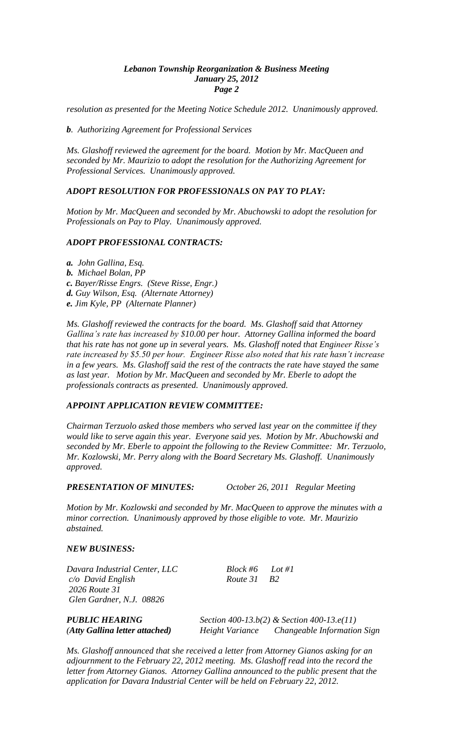*resolution as presented for the Meeting Notice Schedule 2012. Unanimously approved.*

***b**. Authorizing Agreement for Professional Services*

*Ms. Glashoff reviewed the agreement for the board. Motion by Mr. MacQueen and seconded by Mr. Maurizio to adopt the resolution for the Authorizing Agreement for Professional Services. Unanimously approved.*

***ADOPT RESOLUTION FOR PROFESSIONALS ON PAY TO PLAY:***

*Motion by Mr. MacQueen and seconded by Mr. Abuchowski to adopt the resolution for Professionals on Pay to Play. Unanimously approved.*

***ADOPT PROFESSIONAL CONTRACTS:***

***a.** John Gallina, Esq.*
***b.** Michael Bolan, PP*
***c.** Bayer/Risse Engrs. (Steve Risse, Engr.)*
***d.** Guy Wilson, Esq. (Alternate Attorney)*
***e.** Jim Kyle, PP (Alternate Planner)*

*Ms. Glashoff reviewed the contracts for the board. Ms. Glashoff said that Attorney Gallina's rate has increased by $10.00 per hour. Attorney Gallina informed the board that his rate has not gone up in several years. Ms. Glashoff noted that Engineer Risse's rate increased by $5.50 per hour. Engineer Risse also noted that his rate hasn't increase in a few years. Ms. Glashoff said the rest of the contracts the rate have stayed the same as last year. Motion by Mr. MacQueen and seconded by Mr. Eberle to adopt the professionals contracts as presented. Unanimously approved.*

***APPOINT APPLICATION REVIEW COMMITTEE:***

*Chairman Terzuolo asked those members who served last year on the committee if they would like to serve again this year. Everyone said yes. Motion by Mr. Abuchowski and seconded by Mr. Eberle to appoint the following to the Review Committee: Mr. Terzuolo, Mr. Kozlowski, Mr. Perry along with the Board Secretary Ms. Glashoff. Unanimously approved.*

***PRESENTATION OF MINUTES:*** *October 26, 2011 Regular Meeting*

*Motion by Mr. Kozlowski and seconded by Mr. MacQueen to approve the minutes with a minor correction. Unanimously approved by those eligible to vote. Mr. Maurizio abstained.*

***NEW BUSINESS:***

*Davara Industrial Center, LLC* *Block #6 Lot #1*
*c/o David English* *Route 31 B2*
*2026 Route 31*
*Glen Gardner, N.J. 08826*

***PUBLIC HEARING*** *Section 400-13.b(2) & Section 400-13.e(11)*
***(Atty Gallina letter attached)*** *Height Variance Changeable Information Sign*

*Ms. Glashoff announced that she received a letter from Attorney Gianos asking for an adjournment to the February 22, 2012 meeting. Ms. Glashoff read into the record the letter from Attorney Gianos. Attorney Gallina announced to the public present that the application for Davara Industrial Center will be held on February 22, 2012.*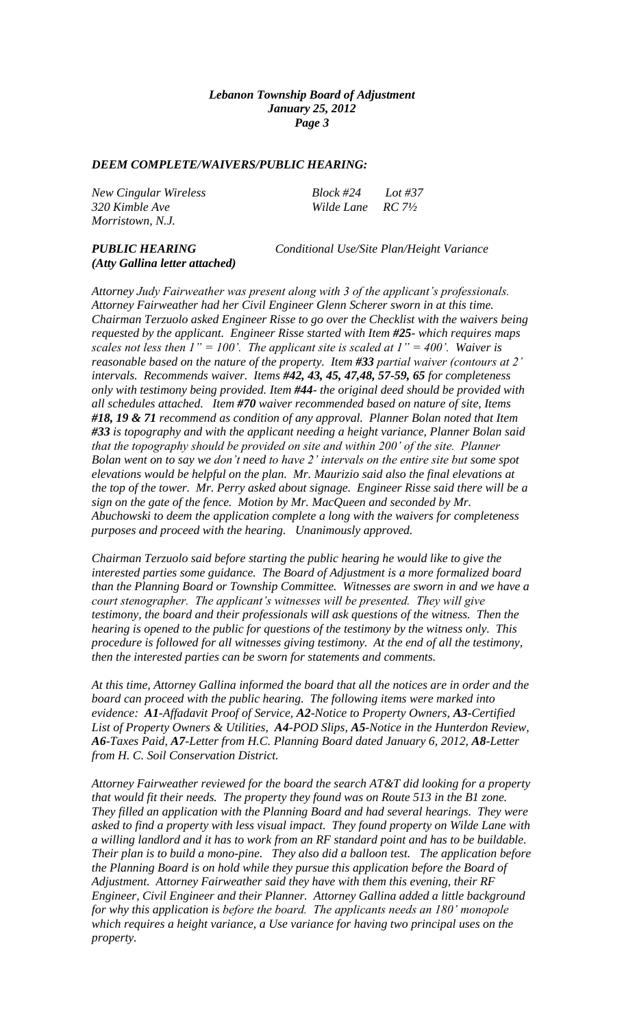***DEEM COMPLETE/WAIVERS/PUBLIC HEARING:***

*New Cingular Wireless* &nbsp;&nbsp;&nbsp;&nbsp;&nbsp;&nbsp;&nbsp;&nbsp; *Block #24 &nbsp;&nbsp; Lot #37*
*320 Kimble Ave* &nbsp;&nbsp;&nbsp;&nbsp;&nbsp;&nbsp;&nbsp;&nbsp; *Wilde Lane &nbsp;&nbsp; RC 7½*
*Morristown, N.J.*

***PUBLIC HEARING*** &nbsp;&nbsp;&nbsp;&nbsp;&nbsp;&nbsp;&nbsp;&nbsp; *Conditional Use/Site Plan/Height Variance*
***(Atty Gallina letter attached)***

*Attorney Judy Fairweather was present along with 3 of the applicant's professionals. Attorney Fairweather had her Civil Engineer Glenn Scherer sworn in at this time. Chairman Terzuolo asked Engineer Risse to go over the Checklist with the waivers being requested by the applicant. Engineer Risse started with Item* ***#25****- which requires maps scales not less then 1" = 100'. The applicant site is scaled at 1" = 400'. Waiver is reasonable based on the nature of the property. Item* ***#33*** *partial waiver (contours at 2' intervals. Recommends waiver. Items* ***#42, 43, 45, 47,48, 57-59, 65*** *for completeness only with testimony being provided. Item* ***#44****- the original deed should be provided with all schedules attached. Item* ***#70*** *waiver recommended based on nature of site, Items* ***#18, 19 & 71*** *recommend as condition of any approval. Planner Bolan noted that Item* ***#33*** *is topography and with the applicant needing a height variance, Planner Bolan said that the topography should be provided on site and within 200' of the site. Planner Bolan went on to say we don't need to have 2' intervals on the entire site but some spot elevations would be helpful on the plan. Mr. Maurizio said also the final elevations at the top of the tower. Mr. Perry asked about signage. Engineer Risse said there will be a sign on the gate of the fence. Motion by Mr. MacQueen and seconded by Mr. Abuchowski to deem the application complete a long with the waivers for completeness purposes and proceed with the hearing. Unanimously approved.*

*Chairman Terzuolo said before starting the public hearing he would like to give the interested parties some guidance. The Board of Adjustment is a more formalized board than the Planning Board or Township Committee. Witnesses are sworn in and we have a court stenographer. The applicant's witnesses will be presented. They will give testimony, the board and their professionals will ask questions of the witness. Then the hearing is opened to the public for questions of the testimony by the witness only. This procedure is followed for all witnesses giving testimony. At the end of all the testimony, then the interested parties can be sworn for statements and comments.*

*At this time, Attorney Gallina informed the board that all the notices are in order and the board can proceed with the public hearing. The following items were marked into evidence:* ***A1****-Affadavit Proof of Service,* ***A2****-Notice to Property Owners,* ***A3****-Certified List of Property Owners & Utilities,* ***A4****-POD Slips,* ***A5****-Notice in the Hunterdon Review,* ***A6****-Taxes Paid,* ***A7****-Letter from H.C. Planning Board dated January 6, 2012,* ***A8****-Letter from H. C. Soil Conservation District.*

*Attorney Fairweather reviewed for the board the search AT&T did looking for a property that would fit their needs. The property they found was on Route 513 in the B1 zone. They filled an application with the Planning Board and had several hearings. They were asked to find a property with less visual impact. They found property on Wilde Lane with a willing landlord and it has to work from an RF standard point and has to be buildable. Their plan is to build a mono-pine. They also did a balloon test. The application before the Planning Board is on hold while they pursue this application before the Board of Adjustment. Attorney Fairweather said they have with them this evening, their RF Engineer, Civil Engineer and their Planner. Attorney Gallina added a little background for why this application is before the board. The applicants needs an 180' monopole which requires a height variance, a Use variance for having two principal uses on the property.*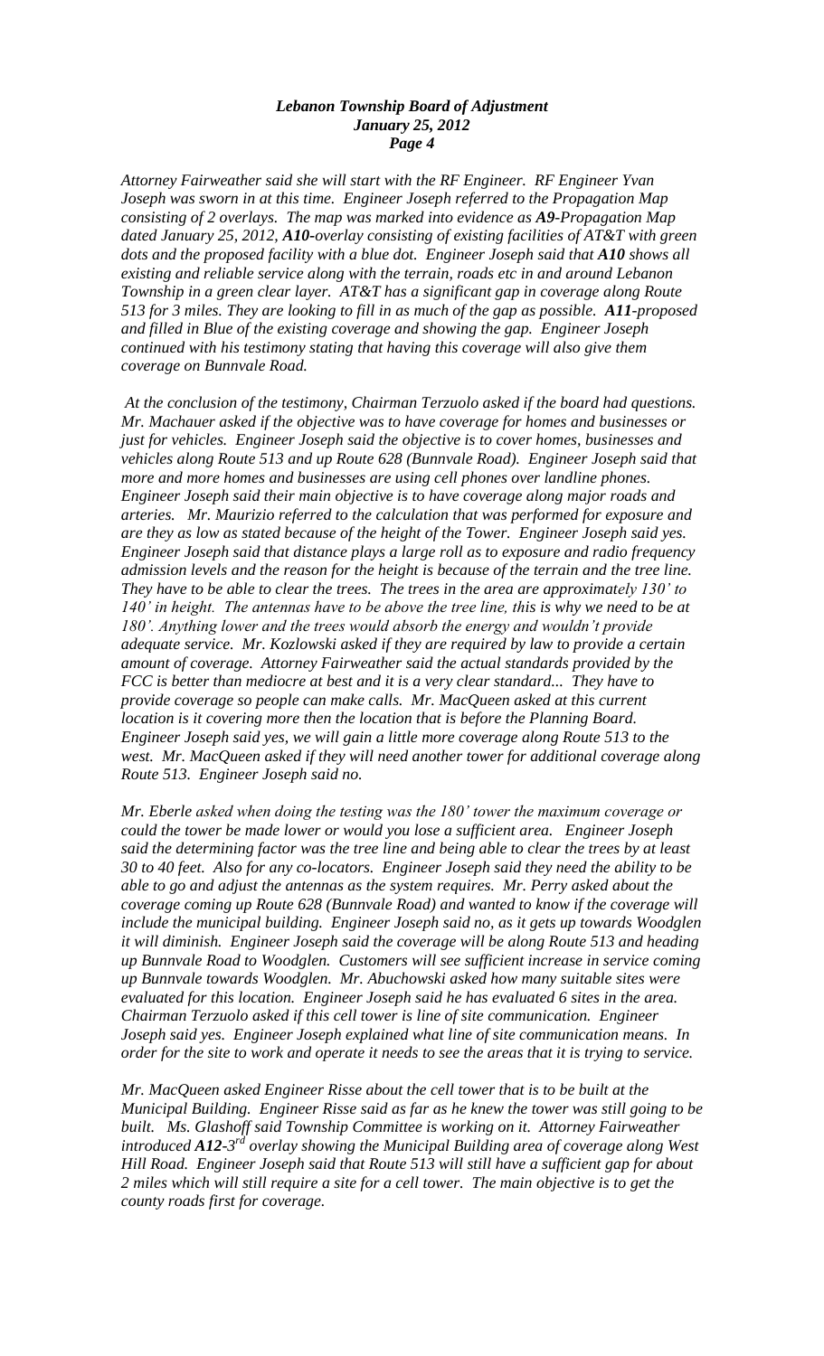*Attorney Fairweather said she will start with the RF Engineer. RF Engineer Yvan Joseph was sworn in at this time. Engineer Joseph referred to the Propagation Map consisting of 2 overlays. The map was marked into evidence as **A9**-Propagation Map dated January 25, 2012, **A10**-overlay consisting of existing facilities of AT&T with green dots and the proposed facility with a blue dot. Engineer Joseph said that **A10** shows all existing and reliable service along with the terrain, roads etc in and around Lebanon Township in a green clear layer. AT&T has a significant gap in coverage along Route 513 for 3 miles. They are looking to fill in as much of the gap as possible. **A11**-proposed and filled in Blue of the existing coverage and showing the gap. Engineer Joseph continued with his testimony stating that having this coverage will also give them coverage on Bunnvale Road.*

*At the conclusion of the testimony, Chairman Terzuolo asked if the board had questions. Mr. Machauer asked if the objective was to have coverage for homes and businesses or just for vehicles. Engineer Joseph said the objective is to cover homes, businesses and vehicles along Route 513 and up Route 628 (Bunnvale Road). Engineer Joseph said that more and more homes and businesses are using cell phones over landline phones. Engineer Joseph said their main objective is to have coverage along major roads and arteries. Mr. Maurizio referred to the calculation that was performed for exposure and are they as low as stated because of the height of the Tower. Engineer Joseph said yes. Engineer Joseph said that distance plays a large roll as to exposure and radio frequency admission levels and the reason for the height is because of the terrain and the tree line. They have to be able to clear the trees. The trees in the area are approximately 130' to 140' in height. The antennas have to be above the tree line, this is why we need to be at 180'. Anything lower and the trees would absorb the energy and wouldn't provide adequate service. Mr. Kozlowski asked if they are required by law to provide a certain amount of coverage. Attorney Fairweather said the actual standards provided by the FCC is better than mediocre at best and it is a very clear standard... They have to provide coverage so people can make calls. Mr. MacQueen asked at this current location is it covering more then the location that is before the Planning Board. Engineer Joseph said yes, we will gain a little more coverage along Route 513 to the west. Mr. MacQueen asked if they will need another tower for additional coverage along Route 513. Engineer Joseph said no.*

*Mr. Eberle asked when doing the testing was the 180' tower the maximum coverage or could the tower be made lower or would you lose a sufficient area. Engineer Joseph said the determining factor was the tree line and being able to clear the trees by at least 30 to 40 feet. Also for any co-locators. Engineer Joseph said they need the ability to be able to go and adjust the antennas as the system requires. Mr. Perry asked about the coverage coming up Route 628 (Bunnvale Road) and wanted to know if the coverage will include the municipal building. Engineer Joseph said no, as it gets up towards Woodglen it will diminish. Engineer Joseph said the coverage will be along Route 513 and heading up Bunnvale Road to Woodglen. Customers will see sufficient increase in service coming up Bunnvale towards Woodglen. Mr. Abuchowski asked how many suitable sites were evaluated for this location. Engineer Joseph said he has evaluated 6 sites in the area. Chairman Terzuolo asked if this cell tower is line of site communication. Engineer Joseph said yes. Engineer Joseph explained what line of site communication means. In order for the site to work and operate it needs to see the areas that it is trying to service.*

*Mr. MacQueen asked Engineer Risse about the cell tower that is to be built at the Municipal Building. Engineer Risse said as far as he knew the tower was still going to be built. Ms. Glashoff said Township Committee is working on it. Attorney Fairweather introduced **A12**-3rd overlay showing the Municipal Building area of coverage along West Hill Road. Engineer Joseph said that Route 513 will still have a sufficient gap for about 2 miles which will still require a site for a cell tower. The main objective is to get the county roads first for coverage.*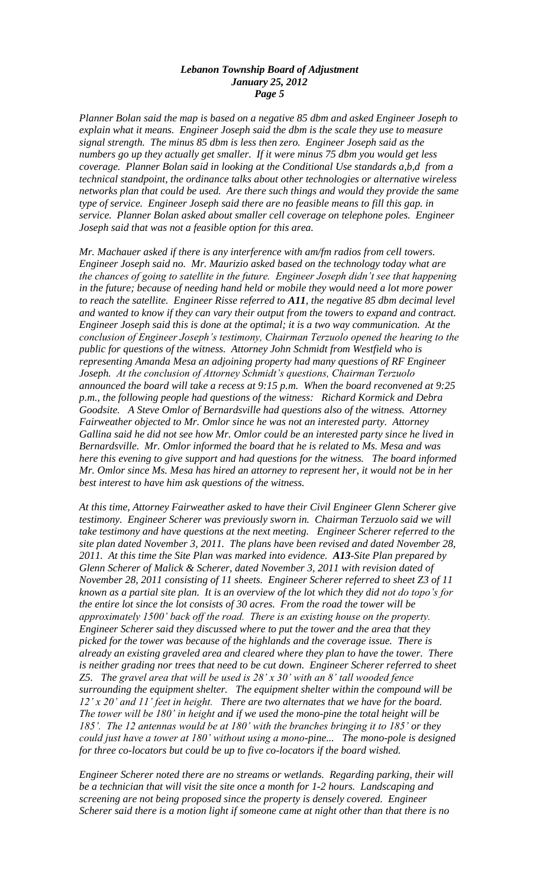*Planner Bolan said the map is based on a negative 85 dbm and asked Engineer Joseph to explain what it means. Engineer Joseph said the dbm is the scale they use to measure signal strength. The minus 85 dbm is less then zero. Engineer Joseph said as the numbers go up they actually get smaller. If it were minus 75 dbm you would get less coverage. Planner Bolan said in looking at the Conditional Use standards a,b,d from a technical standpoint, the ordinance talks about other technologies or alternative wireless networks plan that could be used. Are there such things and would they provide the same type of service. Engineer Joseph said there are no feasible means to fill this gap. in service. Planner Bolan asked about smaller cell coverage on telephone poles. Engineer Joseph said that was not a feasible option for this area.*

*Mr. Machauer asked if there is any interference with am/fm radios from cell towers. Engineer Joseph said no. Mr. Maurizio asked based on the technology today what are the chances of going to satellite in the future. Engineer Joseph didn't see that happening in the future; because of needing hand held or mobile they would need a lot more power to reach the satellite. Engineer Risse referred to* ***A11****, the negative 85 dbm decimal level and wanted to know if they can vary their output from the towers to expand and contract. Engineer Joseph said this is done at the optimal; it is a two way communication. At the conclusion of Engineer Joseph's testimony, Chairman Terzuolo opened the hearing to the public for questions of the witness. Attorney John Schmidt from Westfield who is representing Amanda Mesa an adjoining property had many questions of RF Engineer Joseph. At the conclusion of Attorney Schmidt's questions, Chairman Terzuolo announced the board will take a recess at 9:15 p.m. When the board reconvened at 9:25 p.m., the following people had questions of the witness: Richard Kormick and Debra Goodsite. A Steve Omlor of Bernardsville had questions also of the witness. Attorney Fairweather objected to Mr. Omlor since he was not an interested party. Attorney Gallina said he did not see how Mr. Omlor could be an interested party since he lived in Bernardsville. Mr. Omlor informed the board that he is related to Ms. Mesa and was here this evening to give support and had questions for the witness. The board informed Mr. Omlor since Ms. Mesa has hired an attorney to represent her, it would not be in her best interest to have him ask questions of the witness.*

*At this time, Attorney Fairweather asked to have their Civil Engineer Glenn Scherer give testimony. Engineer Scherer was previously sworn in. Chairman Terzuolo said we will take testimony and have questions at the next meeting. Engineer Scherer referred to the site plan dated November 3, 2011. The plans have been revised and dated November 28, 2011. At this time the Site Plan was marked into evidence.* ***A13****-Site Plan prepared by Glenn Scherer of Malick & Scherer, dated November 3, 2011 with revision dated of November 28, 2011 consisting of 11 sheets. Engineer Scherer referred to sheet Z3 of 11 known as a partial site plan. It is an overview of the lot which they did not do topo's for the entire lot since the lot consists of 30 acres. From the road the tower will be approximately 1500' back off the road. There is an existing house on the property. Engineer Scherer said they discussed where to put the tower and the area that they picked for the tower was because of the highlands and the coverage issue. There is already an existing graveled area and cleared where they plan to have the tower. There is neither grading nor trees that need to be cut down. Engineer Scherer referred to sheet Z5. The gravel area that will be used is 28' x 30' with an 8' tall wooded fence surrounding the equipment shelter. The equipment shelter within the compound will be 12' x 20' and 11' feet in height. There are two alternates that we have for the board. The tower will be 180' in height and if we used the mono-pine the total height will be 185'. The 12 antennas would be at 180' with the branches bringing it to 185' or they could just have a tower at 180' without using a mono-pine... The mono-pole is designed for three co-locators but could be up to five co-locators if the board wished.*

*Engineer Scherer noted there are no streams or wetlands. Regarding parking, their will be a technician that will visit the site once a month for 1-2 hours. Landscaping and screening are not being proposed since the property is densely covered. Engineer Scherer said there is a motion light if someone came at night other than that there is no*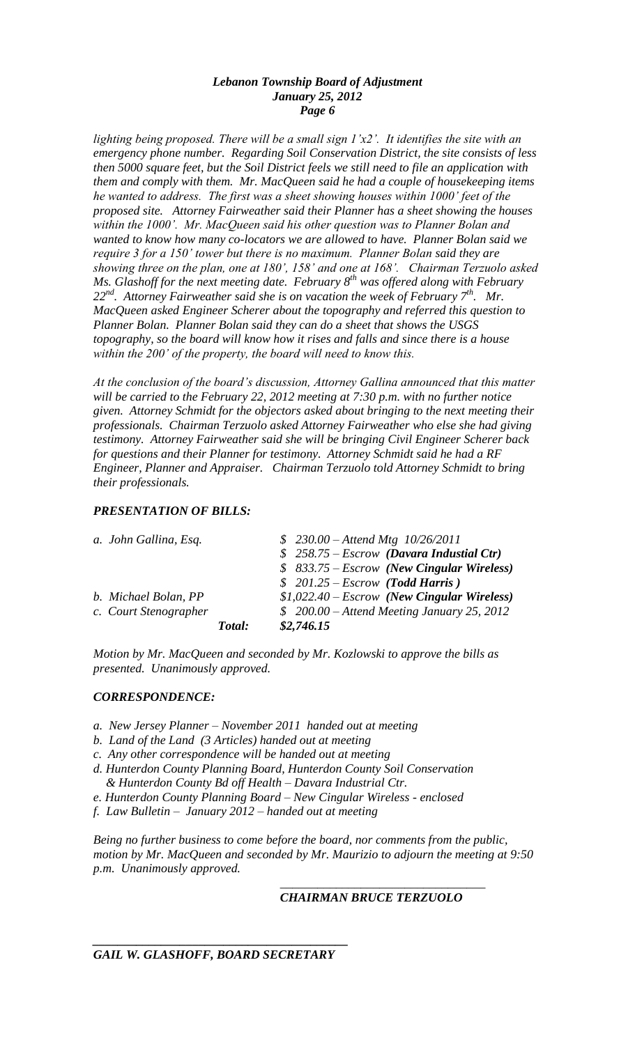*lighting being proposed. There will be a small sign 1'x2'. It identifies the site with an emergency phone number. Regarding Soil Conservation District, the site consists of less then 5000 square feet, but the Soil District feels we still need to file an application with them and comply with them. Mr. MacQueen said he had a couple of housekeeping items he wanted to address. The first was a sheet showing houses within 1000' feet of the proposed site. Attorney Fairweather said their Planner has a sheet showing the houses within the 1000'. Mr. MacQueen said his other question was to Planner Bolan and wanted to know how many co-locators we are allowed to have. Planner Bolan said we require 3 for a 150' tower but there is no maximum. Planner Bolan said they are showing three on the plan, one at 180', 158' and one at 168'. Chairman Terzuolo asked Ms. Glashoff for the next meeting date. February 8th was offered along with February 22nd. Attorney Fairweather said she is on vacation the week of February 7th. Mr. MacQueen asked Engineer Scherer about the topography and referred this question to Planner Bolan. Planner Bolan said they can do a sheet that shows the USGS topography, so the board will know how it rises and falls and since there is a house within the 200' of the property, the board will need to know this.*

*At the conclusion of the board's discussion, Attorney Gallina announced that this matter will be carried to the February 22, 2012 meeting at 7:30 p.m. with no further notice given. Attorney Schmidt for the objectors asked about bringing to the next meeting their professionals. Chairman Terzuolo asked Attorney Fairweather who else she had giving testimony. Attorney Fairweather said she will be bringing Civil Engineer Scherer back for questions and their Planner for testimony. Attorney Schmidt said he had a RF Engineer, Planner and Appraiser. Chairman Terzuolo told Attorney Schmidt to bring their professionals.*

### *PRESENTATION OF BILLS:*

| | |
|---|---|
| *a. John Gallina, Esq.* | *$ 230.00 – Attend Mtg 10/26/2011* |
| | *$ 258.75 – Escrow **(Davara Industial Ctr)*** |
| | *$ 833.75 – Escrow **(New Cingular Wireless)*** |
| | *$ 201.25 – Escrow **(Todd Harris )*** |
| *b. Michael Bolan, PP* | *$1,022.40 – Escrow **(New Cingular Wireless)*** |
| *c. Court Stenographer* | *$ 200.00 – Attend Meeting January 25, 2012* |
| *Total:* | *$2,746.15* |

*Motion by Mr. MacQueen and seconded by Mr. Kozlowski to approve the bills as presented. Unanimously approved.*

### *CORRESPONDENCE:*

- *a. New Jersey Planner – November 2011 handed out at meeting*
- *b. Land of the Land (3 Articles) handed out at meeting*
- *c. Any other correspondence will be handed out at meeting*
- *d. Hunterdon County Planning Board, Hunterdon County Soil Conservation & Hunterdon County Bd off Health – Davara Industrial Ctr.*
- *e. Hunterdon County Planning Board – New Cingular Wireless - enclosed*
- *f. Law Bulletin – January 2012 – handed out at meeting*

*Being no further business to come before the board, nor comments from the public, motion by Mr. MacQueen and seconded by Mr. Maurizio to adjourn the meeting at 9:50 p.m. Unanimously approved.*

\_\_\_\_\_\_\_\_\_\_\_\_\_\_\_\_\_\_\_\_\_\_\_\_\_\_\_\_\_\_\_\_\_\_

***CHAIRMAN BRUCE TERZUOLO***

\_\_\_\_\_\_\_\_\_\_\_\_\_\_\_\_\_\_\_\_\_\_\_\_\_\_\_\_\_\_\_\_\_\_\_\_\_\_\_

***GAIL W. GLASHOFF, BOARD SECRETARY***